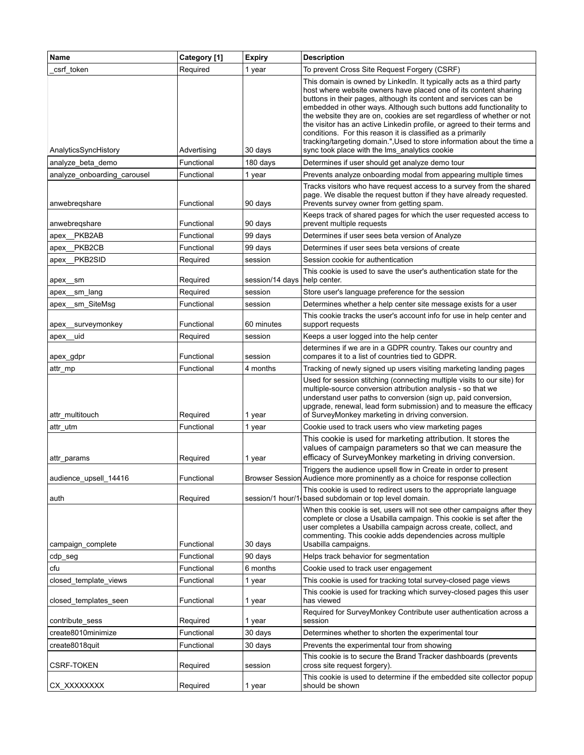| Name | Category [1] | Expiry | Description |
| --- | --- | --- | --- |
| _csrf_token | Required | 1 year | To prevent Cross Site Request Forgery (CSRF) |
| AnalyticsSyncHistory | Advertising | 30 days | This domain is owned by LinkedIn. It typically acts as a third party host where website owners have placed one of its content sharing buttons in their pages, although its content and services can be embedded in other ways. Although such buttons add functionality to the website they are on, cookies are set regardless of whether or not the visitor has an active Linkedin profile, or agreed to their terms and conditions. For this reason it is classified as a primarily tracking/targeting domain.",Used to store information about the time a sync took place with the lms_analytics cookie |
| analyze_beta_demo | Functional | 180 days | Determines if user should get analyze demo tour |
| analyze_onboarding_carousel | Functional | 1 year | Prevents analyze onboarding modal from appearing multiple times |
| anwebreqshare | Functional | 90 days | Tracks visitors who have request access to a survey from the shared page. We disable the request button if they have already requested. Prevents survey owner from getting spam. |
| anwebreqshare | Functional | 90 days | Keeps track of shared pages for which the user requested access to prevent multiple requests |
| apex__PKB2AB | Functional | 99 days | Determines if user sees beta version of Analyze |
| apex__PKB2CB | Functional | 99 days | Determines if user sees beta versions of create |
| apex__PKB2SID | Required | session | Session cookie for authentication |
| apex__sm | Required | session/14 days | This cookie is used to save the user's authentication state for the help center. |
| apex__sm_lang | Required | session | Store user's language preference for the session |
| apex__sm_SiteMsg | Functional | session | Determines whether a help center site message exists for a user |
| apex__surveymonkey | Functional | 60 minutes | This cookie tracks the user's account info for use in help center and support requests |
| apex__uid | Required | session | Keeps a user logged into the help center |
| apex_gdpr | Functional | session | determines if we are in a GDPR country. Takes our country and compares it to a list of countries tied to GDPR. |
| attr_mp | Functional | 4 months | Tracking of newly signed up users visiting marketing landing pages |
| attr_multitouch | Required | 1 year | Used for session stitching (connecting multiple visits to our site) for multiple-source conversion attribution analysis - so that we understand user paths to conversion (sign up, paid conversion, upgrade, renewal, lead form submission) and to measure the efficacy of SurveyMonkey marketing in driving conversion. |
| attr_utm | Functional | 1 year | Cookie used to track users who view marketing pages |
| attr_params | Required | 1 year | This cookie is used for marketing attribution. It stores the values of campaign parameters so that we can measure the efficacy of SurveyMonkey marketing in driving conversion. |
| audience_upsell_14416 | Functional | Browser Session | Triggers the audience upsell flow in Create in order to present Audience more prominently as a choice for response collection |
| auth | Required | session/1 hour/1 | This cookie is used to redirect users to the appropriate language based subdomain or top level domain. |
| campaign_complete | Functional | 30 days | When this cookie is set, users will not see other campaigns after they complete or close a Usabilla campaign. This cookie is set after the user completes a Usabilla campaign across create, collect, and commenting. This cookie adds dependencies across multiple Usabilla campaigns. |
| cdp_seg | Functional | 90 days | Helps track behavior for segmentation |
| cfu | Functional | 6 months | Cookie used to track user engagement |
| closed_template_views | Functional | 1 year | This cookie is used for tracking total survey-closed page views |
| closed_templates_seen | Functional | 1 year | This cookie is used for tracking which survey-closed pages this user has viewed |
| contribute_sess | Required | 1 year | Required for SurveyMonkey Contribute user authentication across a session |
| create8010minimize | Functional | 30 days | Determines whether to shorten the experimental tour |
| create8018quit | Functional | 30 days | Prevents the experimental tour from showing |
| CSRF-TOKEN | Required | session | This cookie is to secure the Brand Tracker dashboards (prevents cross site request forgery). |
| CX_XXXXXXXX | Required | 1 year | This cookie is used to determine if the embedded site collector popup should be shown |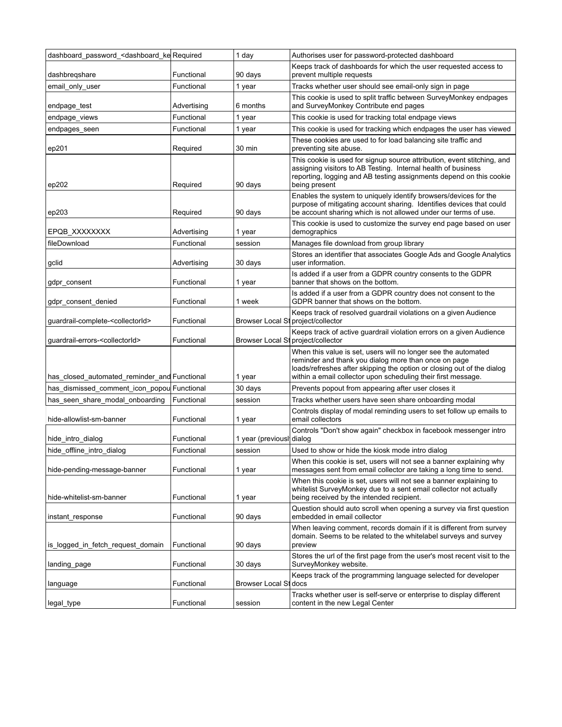| dashboard_password_<dashboard_ke | Required | 1 day | Authorises user for password-protected dashboard |
|---|---|---|---|
| dashbreqshare | Functional | 90 days | Keeps track of dashboards for which the user requested access to prevent multiple requests |
| email_only_user | Functional | 1 year | Tracks whether user should see email-only sign in page |
| endpage_test | Advertising | 6 months | This cookie is used to split traffic between SurveyMonkey endpages and SurveyMonkey Contribute end pages |
| endpage_views | Functional | 1 year | This cookie is used for tracking total endpage views |
| endpages_seen | Functional | 1 year | This cookie is used for tracking which endpages the user has viewed |
| ep201 | Required | 30 min | These cookies are used to for load balancing site traffic and preventing site abuse. |
| ep202 | Required | 90 days | This cookie is used for signup source attribution, event stitching, and assigning visitors to AB Testing. Internal health of business reporting, logging and AB testing assignments depend on this cookie being present |
| ep203 | Required | 90 days | Enables the system to uniquely identify browsers/devices for the purpose of mitigating account sharing. Identifies devices that could be account sharing which is not allowed under our terms of use. |
| EPQB_XXXXXXXX | Advertising | 1 year | This cookie is used to customize the survey end page based on user demographics |
| fileDownload | Functional | session | Manages file download from group library |
| gclid | Advertising | 30 days | Stores an identifier that associates Google Ads and Google Analytics user information. |
| gdpr_consent | Functional | 1 year | Is added if a user from a GDPR country consents to the GDPR banner that shows on the bottom. |
| gdpr_consent_denied | Functional | 1 week | Is added if a user from a GDPR country does not consent to the GDPR banner that shows on the bottom. |
| guardrail-complete-<collectorId> | Functional | Browser Local St | Keeps track of resolved guardrail violations on a given Audience project/collector |
| guardrail-errors-<collectorId> | Functional | Browser Local St | Keeps track of active guardrail violation errors on a given Audience project/collector |
| has_closed_automated_reminder_and | Functional | 1 year | When this value is set, users will no longer see the automated reminder and thank you dialog more than once on page loads/refreshes after skipping the option or closing out of the dialog within a email collector upon scheduling their first message. |
| has_dismissed_comment_icon_popou | Functional | 30 days | Prevents popout from appearing after user closes it |
| has_seen_share_modal_onboarding | Functional | session | Tracks whether users have seen share onboarding modal |
| hide-allowlist-sm-banner | Functional | 1 year | Controls display of modal reminding users to set follow up emails to email collectors |
| hide_intro_dialog | Functional | 1 year (previousl | Controls "Don't show again" checkbox in facebook messenger intro dialog |
| hide_offline_intro_dialog | Functional | session | Used to show or hide the kiosk mode intro dialog |
| hide-pending-message-banner | Functional | 1 year | When this cookie is set, users will not see a banner explaining why messages sent from email collector are taking a long time to send. |
| hide-whitelist-sm-banner | Functional | 1 year | When this cookie is set, users will not see a banner explaining to whitelist SurveyMonkey due to a sent email collector not actually being received by the intended recipient. |
| instant_response | Functional | 90 days | Question should auto scroll when opening a survey via first question embedded in email collector |
| is_logged_in_fetch_request_domain | Functional | 90 days | When leaving comment, records domain if it is different from survey domain. Seems to be related to the whitelabel surveys and survey preview |
| landing_page | Functional | 30 days | Stores the url of the first page from the user's most recent visit to the SurveyMonkey website. |
| language | Functional | Browser Local St | Keeps track of the programming language selected for developer docs |
| legal_type | Functional | session | Tracks whether user is self-serve or enterprise to display different content in the new Legal Center |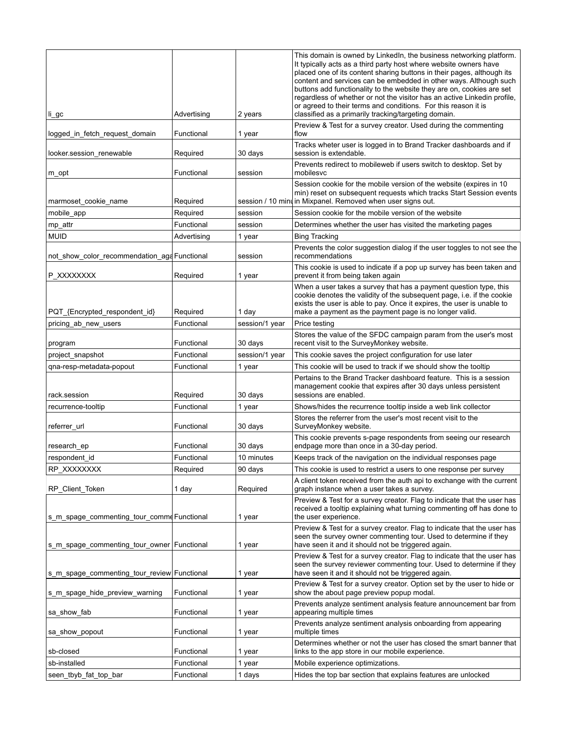| | | | |
|---|---|---|---|
| li_gc | Advertising | 2 years | This domain is owned by LinkedIn, the business networking platform. It typically acts as a third party host where website owners have placed one of its content sharing buttons in their pages, although its content and services can be embedded in other ways. Although such buttons add functionality to the website they are on, cookies are set regardless of whether or not the visitor has an active Linkedin profile, or agreed to their terms and conditions. For this reason it is classified as a primarily tracking/targeting domain. |
| logged_in_fetch_request_domain | Functional | 1 year | Preview & Test for a survey creator. Used during the commenting flow |
| looker.session_renewable | Required | 30 days | Tracks wheter user is logged in to Brand Tracker dashboards and if session is extendable. |
| m_opt | Functional | session | Prevents redirect to mobileweb if users switch to desktop. Set by mobilesvc |
| marmoset_cookie_name | Required | session / 10 minu | Session cookie for the mobile version of the website (expires in 10 min) reset on subsequent requests which tracks Start Session events in Mixpanel. Removed when user signs out. |
| mobile_app | Required | session | Session cookie for the mobile version of the website |
| mp_attr | Functional | session | Determines whether the user has visited the marketing pages |
| MUID | Advertising | 1 year | Bing Tracking |
| not_show_color_recommendation_aga | Functional | session | Prevents the color suggestion dialog if the user toggles to not see the recommendations |
| P_XXXXXXXX | Required | 1 year | This cookie is used to indicate if a pop up survey has been taken and prevent it from being taken again |
| PQT_{Encrypted_respondent_id} | Required | 1 day | When a user takes a survey that has a payment question type, this cookie denotes the validity of the subsequent page, i.e. if the cookie exists the user is able to pay. Once it expires, the user is unable to make a payment as the payment page is no longer valid. |
| pricing_ab_new_users | Functional | session/1 year | Price testing |
| program | Functional | 30 days | Stores the value of the SFDC campaign param from the user's most recent visit to the SurveyMonkey website. |
| project_snapshot | Functional | session/1 year | This cookie saves the project configuration for use later |
| qna-resp-metadata-popout | Functional | 1 year | This cookie will be used to track if we should show the tooltip |
| rack.session | Required | 30 days | Pertains to the Brand Tracker dashboard feature. This is a session management cookie that expires after 30 days unless persistent sessions are enabled. |
| recurrence-tooltip | Functional | 1 year | Shows/hides the recurrence tooltip inside a web link collector |
| referrer_url | Functional | 30 days | Stores the referrer from the user's most recent visit to the SurveyMonkey website. |
| research_ep | Functional | 30 days | This cookie prevents s-page respondents from seeing our research endpage more than once in a 30-day period. |
| respondent_id | Functional | 10 minutes | Keeps track of the navigation on the individual responses page |
| RP_XXXXXXXX | Required | 90 days | This cookie is used to restrict a users to one response per survey |
| RP_Client_Token | 1 day | Required | A client token received from the auth api to exchange with the current graph instance when a user takes a survey. |
| s_m_spage_commenting_tour_comme | Functional | 1 year | Preview & Test for a survey creator. Flag to indicate that the user has received a tooltip explaining what turning commenting off has done to the user experience. |
| s_m_spage_commenting_tour_owner | Functional | 1 year | Preview & Test for a survey creator. Flag to indicate that the user has seen the survey owner commenting tour. Used to determine if they have seen it and it should not be triggered again. |
| s_m_spage_commenting_tour_review | Functional | 1 year | Preview & Test for a survey creator. Flag to indicate that the user has seen the survey reviewer commenting tour. Used to determine if they have seen it and it should not be triggered again. |
| s_m_spage_hide_preview_warning | Functional | 1 year | Preview & Test for a survey creator. Option set by the user to hide or show the about page preview popup modal. |
| sa_show_fab | Functional | 1 year | Prevents analyze sentiment analysis feature announcement bar from appearing multiple times |
| sa_show_popout | Functional | 1 year | Prevents analyze sentiment analysis onboarding from appearing multiple times |
| sb-closed | Functional | 1 year | Determines whether or not the user has closed the smart banner that links to the app store in our mobile experience. |
| sb-installed | Functional | 1 year | Mobile experience optimizations. |
| seen_tbyb_fat_top_bar | Functional | 1 days | Hides the top bar section that explains features are unlocked |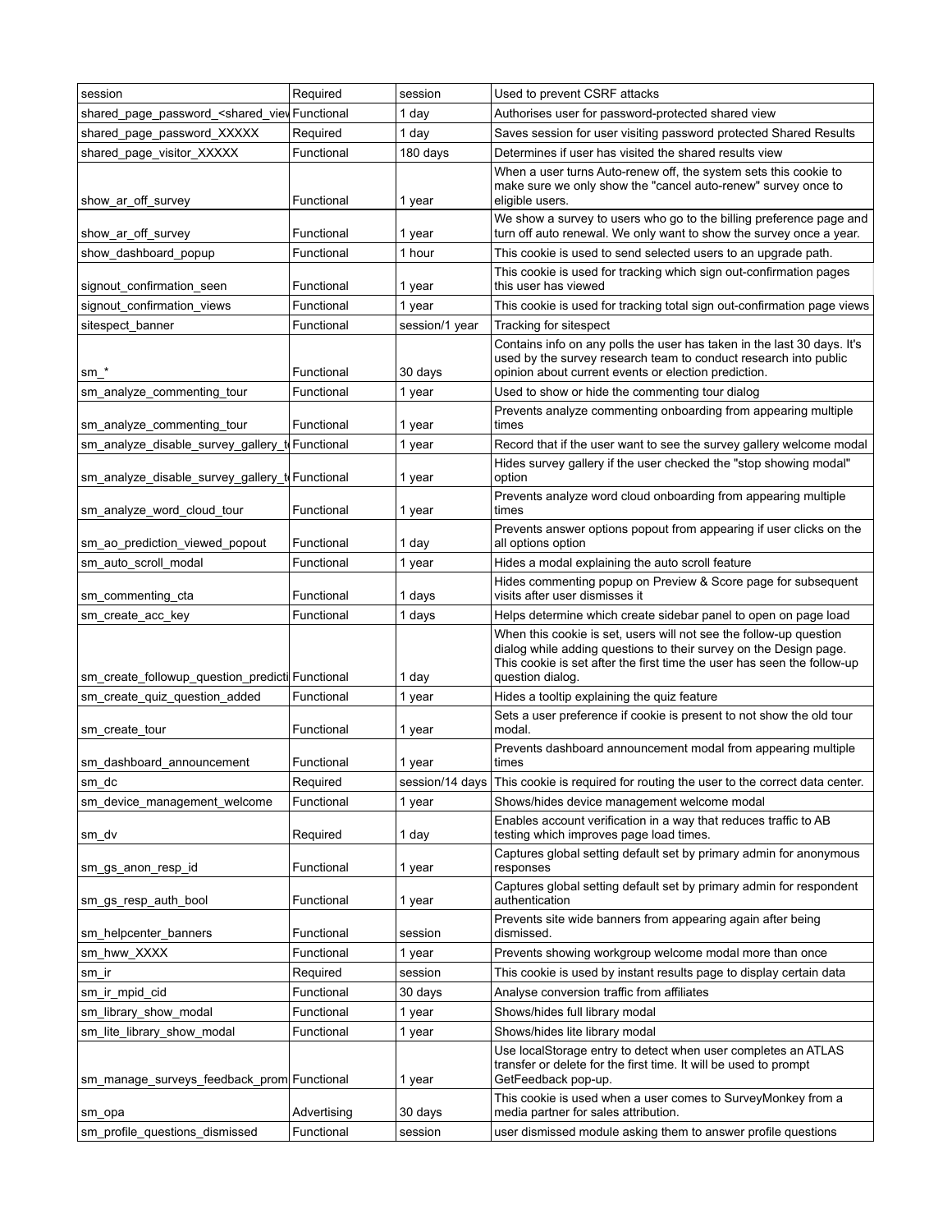| session | Required | session | Used to prevent CSRF attacks |
|---|---|---|---|
| shared_page_password_<shared_viev | Functional | 1 day | Authorises user for password-protected shared view |
| shared_page_password_XXXXX | Required | 1 day | Saves session for user visiting password protected Shared Results |
| shared_page_visitor_XXXXX | Functional | 180 days | Determines if user has visited the shared results view |
| show_ar_off_survey | Functional | 1 year | When a user turns Auto-renew off, the system sets this cookie to make sure we only show the "cancel auto-renew" survey once to eligible users. |
| show_ar_off_survey | Functional | 1 year | We show a survey to users who go to the billing preference page and turn off auto renewal. We only want to show the survey once a year. |
| show_dashboard_popup | Functional | 1 hour | This cookie is used to send selected users to an upgrade path. |
| signout_confirmation_seen | Functional | 1 year | This cookie is used for tracking which sign out-confirmation pages this user has viewed |
| signout_confirmation_views | Functional | 1 year | This cookie is used for tracking total sign out-confirmation page views |
| sitespect_banner | Functional | session/1 year | Tracking for sitespect |
| sm_* | Functional | 30 days | Contains info on any polls the user has taken in the last 30 days. It's used by the survey research team to conduct research into public opinion about current events or election prediction. |
| sm_analyze_commenting_tour | Functional | 1 year | Used to show or hide the commenting tour dialog |
| sm_analyze_commenting_tour | Functional | 1 year | Prevents analyze commenting onboarding from appearing multiple times |
| sm_analyze_disable_survey_gallery_t | Functional | 1 year | Record that if the user want to see the survey gallery welcome modal |
| sm_analyze_disable_survey_gallery_t | Functional | 1 year | Hides survey gallery if the user checked the "stop showing modal" option |
| sm_analyze_word_cloud_tour | Functional | 1 year | Prevents analyze word cloud onboarding from appearing multiple times |
| sm_ao_prediction_viewed_popout | Functional | 1 day | Prevents answer options popout from appearing if user clicks on the all options option |
| sm_auto_scroll_modal | Functional | 1 year | Hides a modal explaining the auto scroll feature |
| sm_commenting_cta | Functional | 1 days | Hides commenting popup on Preview & Score page for subsequent visits after user dismisses it |
| sm_create_acc_key | Functional | 1 days | Helps determine which create sidebar panel to open on page load |
| sm_create_followup_question_predicti | Functional | 1 day | When this cookie is set, users will not see the follow-up question dialog while adding questions to their survey on the Design page. This cookie is set after the first time the user has seen the follow-up question dialog. |
| sm_create_quiz_question_added | Functional | 1 year | Hides a tooltip explaining the quiz feature |
| sm_create_tour | Functional | 1 year | Sets a user preference if cookie is present to not show the old tour modal. |
| sm_dashboard_announcement | Functional | 1 year | Prevents dashboard announcement modal from appearing multiple times |
| sm_dc | Required | session/14 days | This cookie is required for routing the user to the correct data center. |
| sm_device_management_welcome | Functional | 1 year | Shows/hides device management welcome modal |
| sm_dv | Required | 1 day | Enables account verification in a way that reduces traffic to AB testing which improves page load times. |
| sm_gs_anon_resp_id | Functional | 1 year | Captures global setting default set by primary admin for anonymous responses |
| sm_gs_resp_auth_bool | Functional | 1 year | Captures global setting default set by primary admin for respondent authentication |
| sm_helpcenter_banners | Functional | session | Prevents site wide banners from appearing again after being dismissed. |
| sm_hww_XXXX | Functional | 1 year | Prevents showing workgroup welcome modal more than once |
| sm_ir | Required | session | This cookie is used by instant results page to display certain data |
| sm_ir_mpid_cid | Functional | 30 days | Analyse conversion traffic from affiliates |
| sm_library_show_modal | Functional | 1 year | Shows/hides full library modal |
| sm_lite_library_show_modal | Functional | 1 year | Shows/hides lite library modal |
| sm_manage_surveys_feedback_prom | Functional | 1 year | Use localStorage entry to detect when user completes an ATLAS transfer or delete for the first time. It will be used to prompt GetFeedback pop-up. |
| sm_opa | Advertising | 30 days | This cookie is used when a user comes to SurveyMonkey from a media partner for sales attribution. |
| sm_profile_questions_dismissed | Functional | session | user dismissed module asking them to answer profile questions |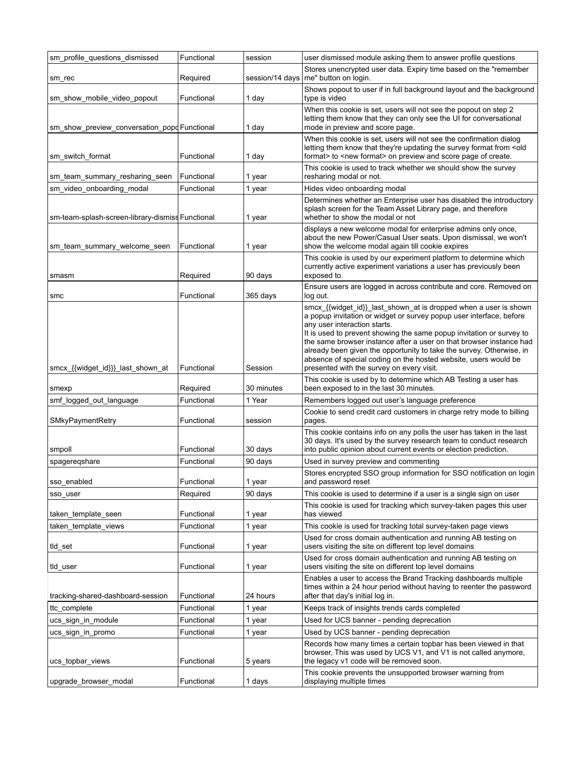| sm_profile_questions_dismissed | Functional | session | user dismissed module asking them to answer profile questions |
|---|---|---|---|
| sm_rec | Required | session/14 days | Stores unencrypted user data. Expiry time based on the "remember me" button on login. |
| sm_show_mobile_video_popout | Functional | 1 day | Shows popout to user if in full background layout and the background type is video |
| sm_show_preview_conversation_popo | Functional | 1 day | When this cookie is set, users will not see the popout on step 2 letting them know that they can only see the UI for conversational mode in preview and score page. |
| sm_switch_format | Functional | 1 day | When this cookie is set, users will not see the confirmation dialog letting them know that they're updating the survey format from <old format> to <new format> on preview and score page of create. |
| sm_team_summary_resharing_seen | Functional | 1 year | This cookie is used to track whether we should show the survey resharing modal or not. |
| sm_video_onboarding_modal | Functional | 1 year | Hides video onboarding modal |
| sm-team-splash-screen-library-dismiss | Functional | 1 year | Determines whether an Enterprise user has disabled the introductory splash screen for the Team Asset Library page, and therefore whether to show the modal or not |
| sm_team_summary_welcome_seen | Functional | 1 year | displays a new welcome modal for enterprise admins only once, about the new Power/Casual User seats. Upon dismissal, we won't show the welcome modal again till cookie expires |
| smasm | Required | 90 days | This cookie is used by our experiment platform to determine which currently active experiment variations a user has previously been exposed to. |
| smc | Functional | 365 days | Ensure users are logged in across contribute and core. Removed on log out. |
| smcx_{{widget_id}}_last_shown_at | Functional | Session | smcx_{{widget_id}}_last_shown_at is dropped when a user is shown a popup invitation or widget or survey popup user interface, before any user interaction starts.<br>It is used to prevent showing the same popup invitation or survey to the same browser instance after a user on that browser instance had already been given the opportunity to take the survey. Otherwise, in absence of special coding on the hosted website, users would be presented with the survey on every visit. |
| smexp | Required | 30 minutes | This cookie is used by to determine which AB Testing a user has been exposed to in the last 30 minutes. |
| smf_logged_out_language | Functional | 1 Year | Remembers logged out user's language preference |
| SMkyPaymentRetry | Functional | session | Cookie to send credit card customers in charge retry mode to billing pages. |
| smpoll | Functional | 30 days | This cookie contains info on any polls the user has taken in the last 30 days. It's used by the survey research team to conduct research into public opinion about current events or election prediction. |
| spagereqshare | Functional | 90 days | Used in survey preview and commenting |
| sso_enabled | Functional | 1 year | Stores encrypted SSO group information for SSO notification on login and password reset |
| sso_user | Required | 90 days | This cookie is used to determine if a user is a single sign on user |
| taken_template_seen | Functional | 1 year | This cookie is used for tracking which survey-taken pages this user has viewed |
| taken_template_views | Functional | 1 year | This cookie is used for tracking total survey-taken page views |
| tld_set | Functional | 1 year | Used for cross domain authentication and running AB testing on users visiting the site on different top level domains |
| tld_user | Functional | 1 year | Used for cross domain authentication and running AB testing on users visiting the site on different top level domains |
| tracking-shared-dashboard-session | Functional | 24 hours | Enables a user to access the Brand Tracking dashboards multiple times within a 24 hour period without having to reenter the password after that day's initial log in. |
| ttc_complete | Functional | 1 year | Keeps track of insights trends cards completed |
| ucs_sign_in_module | Functional | 1 year | Used for UCS banner - pending deprecation |
| ucs_sign_in_promo | Functional | 1 year | Used by UCS banner - pending deprecation |
| ucs_topbar_views | Functional | 5 years | Records how many times a certain topbar has been viewed in that browser, This was used by UCS V1, and V1 is not called anymore, the legacy v1 code will be removed soon. |
| upgrade_browser_modal | Functional | 1 days | This cookie prevents the unsupported browser warning from displaying multiple times |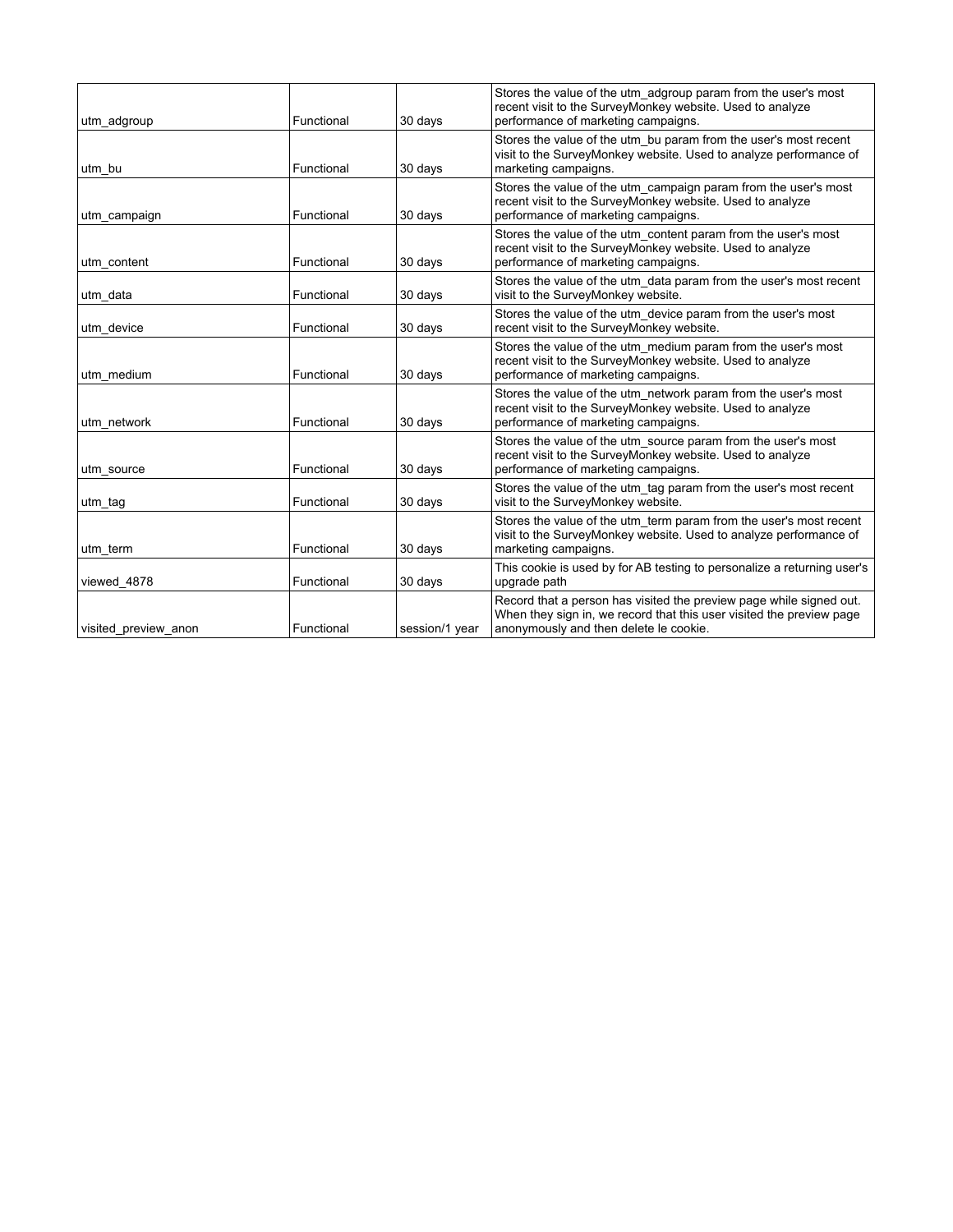| utm_adgroup | Functional | 30 days | Stores the value of the utm_adgroup param from the user's most recent visit to the SurveyMonkey website. Used to analyze performance of marketing campaigns. |
|---|---|---|---|
| utm_bu | Functional | 30 days | Stores the value of the utm_bu param from the user's most recent visit to the SurveyMonkey website. Used to analyze performance of marketing campaigns. |
| utm_campaign | Functional | 30 days | Stores the value of the utm_campaign param from the user's most recent visit to the SurveyMonkey website. Used to analyze performance of marketing campaigns. |
| utm_content | Functional | 30 days | Stores the value of the utm_content param from the user's most recent visit to the SurveyMonkey website. Used to analyze performance of marketing campaigns. |
| utm_data | Functional | 30 days | Stores the value of the utm_data param from the user's most recent visit to the SurveyMonkey website. |
| utm_device | Functional | 30 days | Stores the value of the utm_device param from the user's most recent visit to the SurveyMonkey website. |
| utm_medium | Functional | 30 days | Stores the value of the utm_medium param from the user's most recent visit to the SurveyMonkey website. Used to analyze performance of marketing campaigns. |
| utm_network | Functional | 30 days | Stores the value of the utm_network param from the user's most recent visit to the SurveyMonkey website. Used to analyze performance of marketing campaigns. |
| utm_source | Functional | 30 days | Stores the value of the utm_source param from the user's most recent visit to the SurveyMonkey website. Used to analyze performance of marketing campaigns. |
| utm_tag | Functional | 30 days | Stores the value of the utm_tag param from the user's most recent visit to the SurveyMonkey website. |
| utm_term | Functional | 30 days | Stores the value of the utm_term param from the user's most recent visit to the SurveyMonkey website. Used to analyze performance of marketing campaigns. |
| viewed_4878 | Functional | 30 days | This cookie is used by for AB testing to personalize a returning user's upgrade path |
| visited_preview_anon | Functional | session/1 year | Record that a person has visited the preview page while signed out. When they sign in, we record that this user visited the preview page anonymously and then delete le cookie. |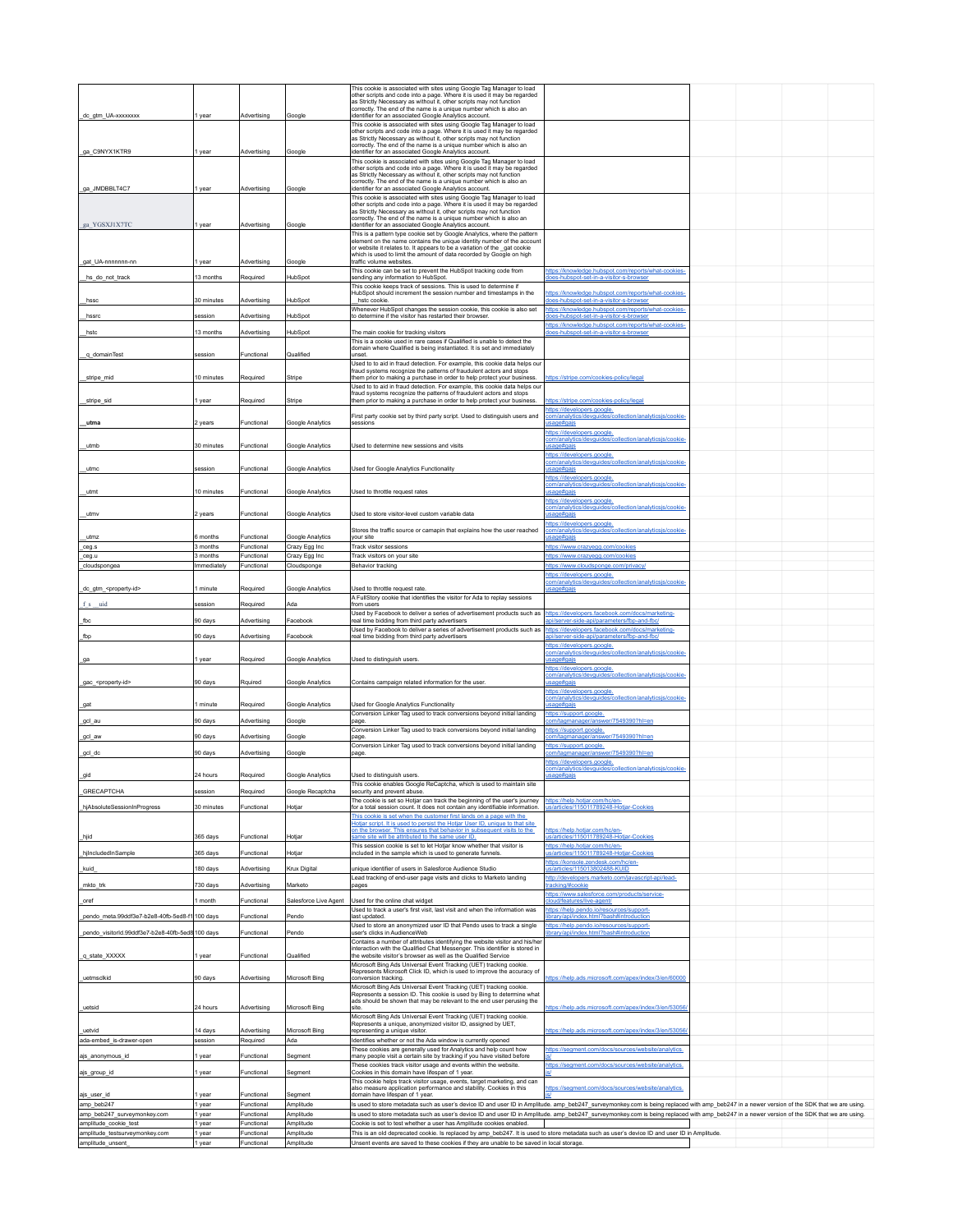| | | | | | |
|---|---|---|---|---|---|
| _dc_gtm_UA-xxxxxxxx | 1 year | Advertising | Google | This cookie is associated with sites using Google Tag Manager to load other scripts and code into a page. Where it is used it may be regarded as Strictly Necessary as without it, other scripts may not function correctly. The end of the name is a unique number which is also an identifier for an associated Google Analytics account. | |
| _ga_C9NYX1KTR9 | 1 year | Advertising | Google | This cookie is associated with sites using Google Tag Manager to load other scripts and code into a page. Where it is used it may be regarded as Strictly Necessary as without it, other scripts may not function correctly. The end of the name is a unique number which is also an identifier for an associated Google Analytics account. | |
| _ga_JMDBBLT4C7 | 1 year | Advertising | Google | This cookie is associated with sites using Google Tag Manager to load other scripts and code into a page. Where it is used it may be regarded as Strictly Necessary as without it, other scripts may not function correctly. The end of the name is a unique number which is also an identifier for an associated Google Analytics account. | |
| _ga_YGSXJ1X7TC | 1 year | Advertising | Google | This cookie is associated with sites using Google Tag Manager to load other scripts and code into a page. Where it is used it may be regarded as Strictly Necessary as without it, other scripts may not function correctly. The end of the name is a unique number which is also an identifier for an associated Google Analytics account. | |
| _gat_UA-nnnnnnn-nn | 1 year | Advertising | Google | This is a pattern type cookie set by Google Analytics, where the pattern element on the name contains the unique identity number of the account or website it relates to. It appears to be a variation of the _gat cookie which is used to limit the amount of data recorded by Google on high traffic volume websites. | |
| __hs_do_not_track | 13 months | Required | HubSpot | This cookie can be set to prevent the HubSpot tracking code from sending any information to HubSpot. | https://knowledge.hubspot.com/reports/what-cookies-does-hubspot-set-in-a-visitor-s-browser |
| __hssc | 30 minutes | Advertising | HubSpot | This cookie keeps track of sessions. This is used to determine if HubSpot should increment the session number and timestamps in the __hstc cookie. | https://knowledge.hubspot.com/reports/what-cookies-does-hubspot-set-in-a-visitor-s-browser |
| __hssrc | session | Advertising | HubSpot | Whenever HubSpot changes the session cookie, this cookie is also set to determine if the visitor has restarted their browser. | https://knowledge.hubspot.com/reports/what-cookies-does-hubspot-set-in-a-visitor-s-browser |
| __hstc | 13 months | Advertising | HubSpot | The main cookie for tracking visitors | https://knowledge.hubspot.com/reports/what-cookies-does-hubspot-set-in-a-visitor-s-browser |
| __q_domainTest | session | Functional | Qualified | This is a cookie used in rare cases if Qualified is unable to detect the domain where Qualified is being instantiated. It is set and immediately unset. | |
| __stripe_mid | 10 minutes | Required | Stripe | Used to to aid in fraud detection. For example, this cookie data helps our fraud systems recognize the patterns of fraudulent actors and stops them prior to making a purchase in order to help protect your business. | https://stripe.com/cookies-policy/legal |
| __stripe_sid | 1 year | Required | Stripe | Used to to aid in fraud detection. For example, this cookie data helps our fraud systems recognize the patterns of fraudulent actors and stops them prior to making a purchase in order to help protect your business. | https://stripe.com/cookies-policy/legal |
| **__utma** | 2 years | Functional | Google Analytics | First party cookie set by third party script. Used to distinguish users and sessions | https://developers.google.com/analytics/devguides/collection/analyticsjs/cookie-usage#gajs |
| __utmb | 30 minutes | Functional | Google Analytics | Used to determine new sessions and visits | https://developers.google.com/analytics/devguides/collection/analyticsjs/cookie-usage#gajs |
| __utmc | session | Functional | Google Analytics | Used for Google Analytics Functionality | https://developers.google.com/analytics/devguides/collection/analyticsjs/cookie-usage#gajs |
| __utmt | 10 minutes | Functional | Google Analytics | Used to throttle request rates | https://developers.google.com/analytics/devguides/collection/analyticsjs/cookie-usage#gajs |
| __utmv | 2 years | Functional | Google Analytics | Used to store visitor-level custom variable data | https://developers.google.com/analytics/devguides/collection/analyticsjs/cookie-usage#gajs |
| __utmz | 6 months | Functional | Google Analytics | Stores the traffic source or camapin that explains how the user reached your site | https://developers.google.com/analytics/devguides/collection/analyticsjs/cookie-usage#gajs |
| _ceg.s | 3 months | Functional | Crazy Egg Inc | Track visitor sessions | https://www.crazyegg.com/cookies |
| _ceg.u | 3 months | Functional | Crazy Egg Inc | Track visitors on your site | https://www.crazyegg.com/cookies |
| _cloudspongea | Immediately | Functional | Cloudsponge | Behavior tracking | https://www.cloudsponge.com/privacy/ |
| _dc_gtm_<property-id> | 1 minute | Required | Google Analytics | Used to throttle request rate. | https://developers.google.com/analytics/devguides/collection/analyticsjs/cookie-usage#gajs |
| _f_s__uid | session | Required | Ada | A FullStory cookie that identifies the visitor for Ada to replay sessions from users | |
| _fbc | 90 days | Advertising | Facebook | Used by Facebook to deliver a series of advertisement products such as real time bidding from third party advertisers | https://developers.facebook.com/docs/marketing-api/server-side-api/parameters/fbp-and-fbc/ |
| _fbp | 90 days | Advertising | Facebook | Used by Facebook to deliver a series of advertisement products such as real time bidding from third party advertisers | https://developers.facebook.com/docs/marketing-api/server-side-api/parameters/fbp-and-fbc/ |
| _ga | 1 year | Required | Google Analytics | Used to distinguish users. | https://developers.google.com/analytics/devguides/collection/analyticsjs/cookie-usage#gajs |
| _gac_<property-id> | 90 days | Rquired | Google Analytics | Contains campaign related information for the user. | https://developers.google.com/analytics/devguides/collection/analyticsjs/cookie-usage#gajs |
| _gat | 1 minute | Required | Google Analytics | Used for Google Analytics Functionality | https://developers.google.com/analytics/devguides/collection/analyticsjs/cookie-usage#gajs |
| _gcl_au | 90 days | Advertising | Google | Conversion Linker Tag used to track conversions beyond initial landing page. | https://support.google.com/tagmanager/answer/7549390?hl=en |
| _gcl_aw | 90 days | Advertising | Google | Conversion Linker Tag used to track conversions beyond initial landing page. | https://support.google.com/tagmanager/answer/7549390?hl=en |
| _gcl_dc | 90 days | Advertising | Google | Conversion Linker Tag used to track conversions beyond initial landing page. | https://support.google.com/tagmanager/answer/7549390?hl=en |
| _gid | 24 hours | Required | Google Analytics | Used to distinguish users. | https://developers.google.com/analytics/devguides/collection/analyticsjs/cookie-usage#gajs |
| _GRECAPTCHA | session | Required | Google Recaptcha | This cookie enables Google ReCaptcha, which is used to maintain site security and prevent abuse. | |
| _hjAbsoluteSessionInProgress | 30 minutes | Functional | Hotjar | The cookie is set so Hotjar can track the beginning of the user's journey for a total session count. It does not contain any identifiable information. | https://help.hotjar.com/hc/en-us/articles/115011789248-Hotjar-Cookies |
| _hjid | 365 days | Functional | Hotjar | This cookie is set when the customer first lands on a page with the Hotjar script. It is used to persist the Hotjar User ID, unique to that site on the browser. This ensures that behavior in subsequent visits to the same site will be attributed to the same user ID. | https://help.hotjar.com/hc/en-us/articles/115011789248-Hotjar-Cookies |
| _hjIncludedInSample | 365 days | Functional | Hotjar | This session cookie is set to let Hotjar know whether that visitor is included in the sample which is used to generate funnels. | https://help.hotjar.com/hc/en-us/articles/115011789248-Hotjar-Cookies |
| _kuid_ | 180 days | Advertising | Krux Digital | unique identifier of users in Salesforce Audience Studio | https://konsole.zendesk.com/hc/en-us/articles/115013802488-KUID |
| _mkto_trk | 730 days | Advertising | Marketo | Lead tracking of end-user page visits and clicks to Marketo landing pages | http://developers.marketo.com/javascript-api/lead-tracking/#cookie |
| _oref | 1 month | Functional | Salesforce Live Agent | Used for the online chat widget | https://www.salesforce.com/products/service-cloud/features/live-agent/ |
| _pendo_meta.99ddf3e7-b2e8-40fb-5ed8-f1 | 100 days | Functional | Pendo | Used to track a user's first visit, last visit and when the information was last updated. | https://help.pendo.io/resources/support-library/api/index.html?bash#introduction |
| _pendo_visitorId.99ddf3e7-b2e8-40fb-5ed8 | 100 days | Functional | Pendo | Used to store an anonymized user ID that Pendo uses to track a single user's clicks in AudienceWeb | https://help.pendo.io/resources/support-library/api/index.html?bash#introduction |
| _q_state_XXXXX | 1 year | Functional | Qualified | Contains a number of attributes identifying the website visitor and his/her interaction with the Qualified Chat Messenger. This identifier is stored in the website visitor's browser as well as the Qualified Service | |
| _uetmsclkid | 90 days | Advertising | Microsoft Bing | Microsoft Bing Ads Universal Event Tracking (UET) tracking cookie. Represents Microsoft Click ID, which is used to improve the accuracy of conversion tracking. | https://help.ads.microsoft.com/apex/index/3/en/60000 |
| _uetsid | 24 hours | Advertising | Microsoft Bing | Microsoft Bing Ads Universal Event Tracking (UET) tracking cookie. Represents a session ID. This cookie is used by Bing to determine what ads should be shown that may be relevant to the end user perusing the site. | https://help.ads.microsoft.com/apex/index/3/en/53056/ |
| _uetvid | 14 days | Advertising | Microsoft Bing | Microsoft Bing Ads Universal Event Tracking (UET) tracking cookie. Represents a unique, anonymized visitor ID, assigned by UET, representing a unique visitor. | https://help.ads.microsoft.com/apex/index/3/en/53056/ |
| ada-embed_is-drawer-open | session | Required | Ada | Identifies whether or not the Ada window is currently opened | |
| ajs_anonymous_id | 1 year | Functional | Segment | These cookies are generally used for Analytics and help count how many people visit a certain site by tracking if you have visited before | https://segment.com/docs/sources/website/analytics.js/ |
| ajs_group_id | 1 year | Functional | Segment | These cookies track visitor usage and events within the website. Cookies in this domain have lifespan of 1 year. | https://segment.com/docs/sources/website/analytics.js/ |
| ajs_user_id | 1 year | Functional | Segment | This cookie helps track visitor usage, events, target marketing, and can also measure application performance and stability. Cookies in this domain have lifespan of 1 year. | https://segment.com/docs/sources/website/analytics.js/ |
| amp_beb247 | 1 year | Functional | Amplitude | Is used to store metadata such as user's device ID and user ID in Amplitude. amp_beb247_surveymonkey.com is being replaced with amp_beb247 in a newer version of the SDK that we are using. | |
| amp_beb247_surveymonkey.com | 1 year | Functional | Amplitude | Is used to store metadata such as user's device ID and user ID in Amplitude. amp_beb247_surveymonkey.com is being replaced with amp_beb247 in a newer version of the SDK that we are using. | |
| amplitude_cookie_test | 1 year | Functional | Amplitude | Cookie is set to test whether a user has Amplitude cookies enabled. | |
| amplitude_testsurveymonkey.com | 1 year | Functional | Amplitude | This is an old deprecated cookie. Is replaced by amp_beb247. It is used to store metadata such as user's device ID and user ID in Amplitude. | |
| amplitude_unsent_ | 1 year | Functional | Amplitude | Unsent events are saved to these cookies if they are unable to be saved in local storage. | |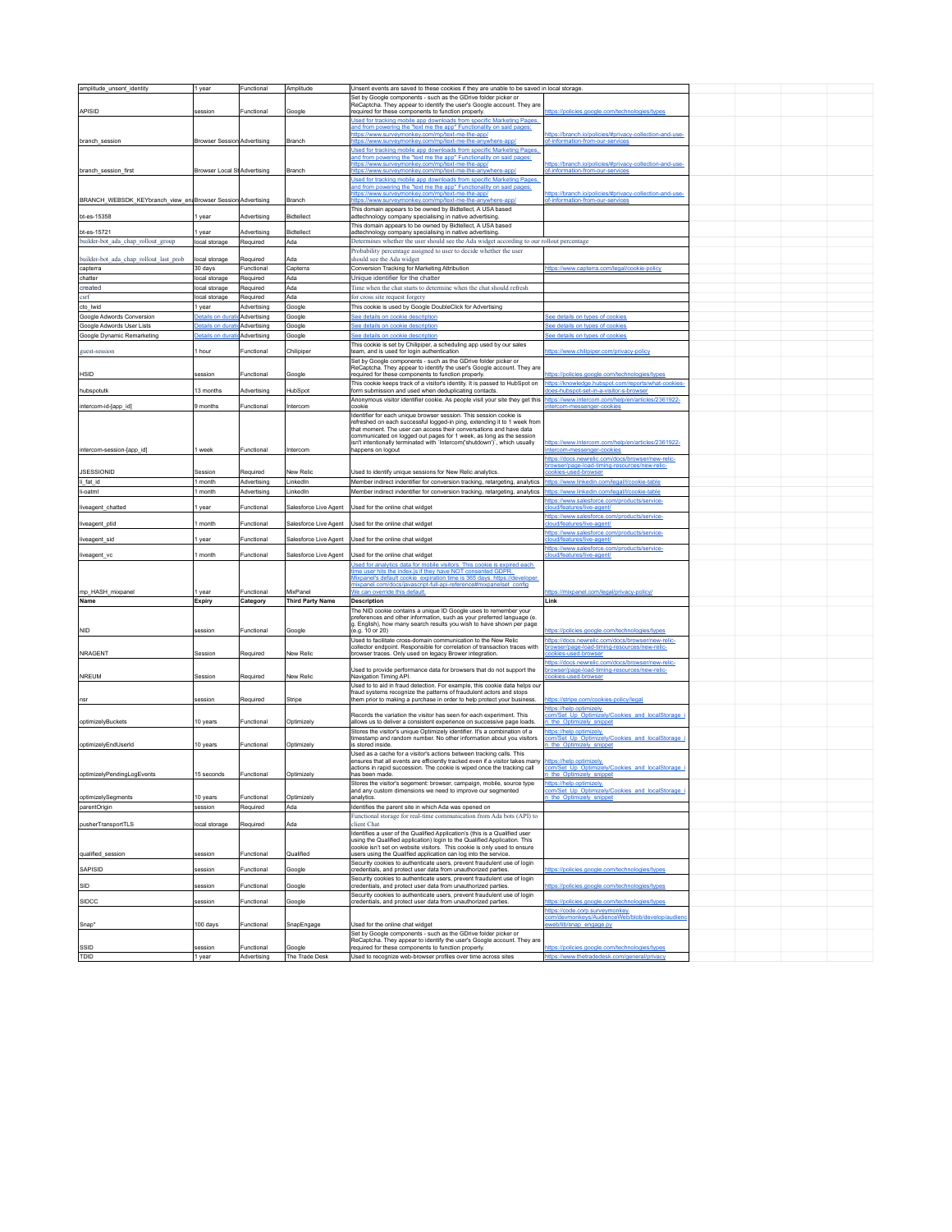| | | | | | |
|---|---|---|---|---|---|
| amplitude_unsent_identity | 1 year | Functional | Amplitude | Unsent events are saved to these cookies if they are unable to be saved in local storage. | |
| APISID | session | Functional | Google | Set by Google components - such as the GDrive folder picker or ReCaptcha. They appear to identify the user's Google account. They are required for these components to function properly. | https://policies.google.com/technologies/types |
| branch_session | Browser Session | Advertising | Branch | Used for tracking mobile app downloads from specific Marketing Pages, and from powering the "text me the app" Functionality on said pages: https://www.surveymonkey.com/mp/text-me-the-app/ https://www.surveymonkey.com/mp/text-me-the-anywhere-app/ | https://branch.io/policies/#privacy-collection-and-use-of-information-from-our-services |
| branch_session_first | Browser Local St | Advertising | Branch | Used for tracking mobile app downloads from specific Marketing Pages, and from powering the "text me the app" Functionality on said pages: https://www.surveymonkey.com/mp/text-me-the-app/ https://www.surveymonkey.com/mp/text-me-the-anywhere-app/ | https://branch.io/policies/#privacy-collection-and-use-of-information-from-our-services |
| BRANCH_WEBSDK_KEYbranch_view_en | Browser Session | Advertising | Branch | Used for tracking mobile app downloads from specific Marketing Pages, and from powering the "text me the app" Functionality on said pages: https://www.surveymonkey.com/mp/text-me-the-app/ https://www.surveymonkey.com/mp/text-me-the-anywhere-app/ | https://branch.io/policies/#privacy-collection-and-use-of-information-from-our-services |
| bt-es-15358 | 1 year | Advertising | Bidtellect | This domain appears to be owned by Bidtellect, A USA based adtechnology company specialising in native advertising. | |
| bt-es-15721 | 1 year | Advertising | Bidtellect | This domain appears to be owned by Bidtellect, A USA based adtechnology company specialising in native advertising. | |
| builder-bot_ada_chap_rollout_group | local storage | Required | Ada | Determines whether the user should see the Ada widget according to our rollout percentage | |
| builder-bot_ada_chap_rollout_last_prob | local storage | Required | Ada | Probability percentage assigned to user to decide whether the user should see the Ada widget | |
| capterra | 30 days | Functional | Capterra | Conversion Tracking for Marketing Attribution | https://www.capterra.com/legal/cookie-policy |
| chatter | local storage | Required | Ada | Unique identifier for the chatter | |
| created | local storage | Required | Ada | Time when the chat starts to determine when the chat should refresh | |
| csrf | local storage | Required | Ada | for cross site request forgery | |
| cto_lwid | 1 year | Advertising | Google | This cookie is used by Google DoubleClick for Advertising | |
| Google Adwords Conversion | Details on duratio | Advertising | Google | See details on cookie description | See details on types of cookies |
| Google Adwords User Lists | Details on duratio | Advertising | Google | See details on cookie description | See details on types of cookies |
| Google Dynamic Remarketing | Details on duratio | Advertising | Google | See details on cookie description | See details on types of cookies |
| guest-session | 1 hour | Functional | Chilipiper | This cookie is set by Chilipiper, a scheduling app used by our sales team, and is used for login authentication | https://www.chilipiper.com/privacy-policy |
| HSID | session | Functional | Google | Set by Google components - such as the GDrive folder picker or ReCaptcha. They appear to identify the user's Google account. They are required for these components to function properly. | https://policies.google.com/technologies/types |
| hubspotutk | 13 months | Advertising | HubSpot | This cookie keeps track of a visitor's identity. It is passed to HubSpot on form submission and used when deduplicating contacts. | https://knowledge.hubspot.com/reports/what-cookies-does-hubspot-set-in-a-visitor-s-browser |
| intercom-id-[app_id] | 9 months | Functional | Intercom | Anonymous visitor identifier cookie. As people visit your site they get this cookie | https://www.intercom.com/help/en/articles/2361922-intercom-messenger-cookies |
| intercom-session-[app_id] | 1 week | Functional | Intercom | Identifier for each unique browser session. This session cookie is refreshed on each successful logged-in ping, extending it to 1 week from that moment. The user can access their conversations and have data communicated on logged out pages for 1 week, as long as the session isn't intentionally terminated with `Intercom('shutdown')`, which usually happens on logout | https://www.intercom.com/help/en/articles/2361922-intercom-messenger-cookies |
| JSESSIONID | Session | Required | New Relic | Used to identify unique sessions for New Relic analytics. | https://docs.newrelic.com/docs/browser/new-relic-browser/page-load-timing-resources/new-relic-cookies-used-browser |
| li_fat_id | 1 month | Advertising | LinkedIn | Member indirect indentifier for conversion tracking, retargeting, analytics | https://www.linkedin.com/legal/l/cookie-table |
| li-oatml | 1 month | Advertising | LinkedIn | Member indirect indentifier for conversion tracking, retargeting, analytics | https://www.linkedin.com/legal/l/cookie-table |
| liveagent_chatted | 1 year | Functional | Salesforce Live Agent | Used for the online chat widget | https://www.salesforce.com/products/service-cloud/features/live-agent/ |
| liveagent_ptid | 1 month | Functional | Salesforce Live Agent | Used for the online chat widget | https://www.salesforce.com/products/service-cloud/features/live-agent/ |
| liveagent_sid | 1 year | Functional | Salesforce Live Agent | Used for the online chat widget | https://www.salesforce.com/products/service-cloud/features/live-agent/ |
| liveagent_vc | 1 month | Functional | Salesforce Live Agent | Used for the online chat widget | https://www.salesforce.com/products/service-cloud/features/live-agent/ |
| mp_HASH_mixpanel | 1 year | Functional | MixPanel | Used for analytics data for mobile visitors. This cookie is expired each time user hits the index.js if they have NOT consented GDPR. Mixpanel's default cookie expiration time is 365 days. https://developer.mixpanel.com/docs/javascript-full-api-reference#mixpanelset_config We can override this default. | https://mixpanel.com/legal/privacy-policy/ |
| **Name** | **Expiry** | **Category** | **Third Party Name** | **Description** | **Link** |
| NID | session | Functional | Google | The NID cookie contains a unique ID Google uses to remember your preferences and other information, such as your preferred language (e.g. English), how many search results you wish to have shown per page (e.g. 10 or 20) | https://policies.google.com/technologies/types |
| NRAGENT | Session | Required | New Relic | Used to facilitate cross-domain communication to the New Relic collector endpoint. Responsible for correlation of transaction traces with browser traces. Only used on legacy Brower integration. | https://docs.newrelic.com/docs/browser/new-relic-browser/page-load-timing-resources/new-relic-cookies-used-browser |
| NREUM | Session | Required | New Relic | Used to provide performance data for browsers that do not support the Navigation Timing API. | https://docs.newrelic.com/docs/browser/new-relic-browser/page-load-timing-resources/new-relic-cookies-used-browser |
| nsr | session | Required | Stripe | Used to to aid in fraud detection. For example, this cookie data helps our fraud systems recognize the patterns of fraudulent actors and stops them prior to making a purchase in order to help protect your business. | https://stripe.com/cookies-policy/legal |
| optimizelyBuckets | 10 years | Functional | Optimizely | Records the variation the visitor has seen for each experiment. This allows us to deliver a consistent experience on successive page loads. | https://help.optimizely.com/Set_Up_Optimizely/Cookies_and_localStorage_in_the_Optimizely_snippet |
| optimizelyEndUserId | 10 years | Functional | Optimizely | Stores the visitor's unique Optimizely identifier. It's a combination of a timestamp and random number. No other information about you visitors is stored inside. | https://help.optimizely.com/Set_Up_Optimizely/Cookies_and_localStorage_in_the_Optimizely_snippet |
| optimizelyPendingLogEvents | 15 seconds | Functional | Optimizely | Used as a cache for a visitor's actions between tracking calls. This ensures that all events are efficiently tracked even if a visitor takes many actions in rapid succession. The cookie is wiped once the tracking call has been made. | https://help.optimizely.com/Set_Up_Optimizely/Cookies_and_localStorage_in_the_Optimizely_snippet |
| optimizelySegments | 10 years | Functional | Optimizely | Stores the visitor's segement: browser, campaign, mobile, source type and any custom dimensions we need to improve our segmented analytics. | https://help.optimizely.com/Set_Up_Optimizely/Cookies_and_localStorage_in_the_Optimizely_snippet |
| parentOrigin | session | Required | Ada | Identifies the parent site in which Ada was opened on | |
| pusherTransportTLS | local storage | Required | Ada | Functional storage for real-time communication from Ada bots (API) to client Chat | |
| qualified_session | session | Functional | Qualified | Identifies a user of the Qualified Application's (this is a Qualified user using the Qualified application) login to the Qualified Application. This cookie isn't set on website visitors. This cookie is only used to ensure users using the Qualified application can log into the service. | |
| SAPISID | session | Functional | Google | Security cookies to authenticate users, prevent fraudulent use of login credentials, and protect user data from unauthorized parties. | https://policies.google.com/technologies/types |
| SID | session | Functional | Google | Security cookies to authenticate users, prevent fraudulent use of login credentials, and protect user data from unauthorized parties. | https://policies.google.com/technologies/types |
| SIDCC | session | Functional | Google | Security cookies to authenticate users, prevent fraudulent use of login credentials, and protect user data from unauthorized parties. | https://policies.google.com/technologies/types |
| Snap* | 100 days | Functional | SnapEngage | Used for the online chat widget | https://code.corp.surveymonkey.com/devmonkeys/AudienceWeb/blob/develop/audienceweb/lib/snap_engage.py |
| SSID | session | Functional | Google | Set by Google components - such as the GDrive folder picker or ReCaptcha. They appear to identify the user's Google account. They are required for these components to function properly. | https://policies.google.com/technologies/types |
| TDID | 1 year | Advertising | The Trade Desk | Used to recognize web-browser profiles over time across sites | https://www.thetradedesk.com/general/privacy |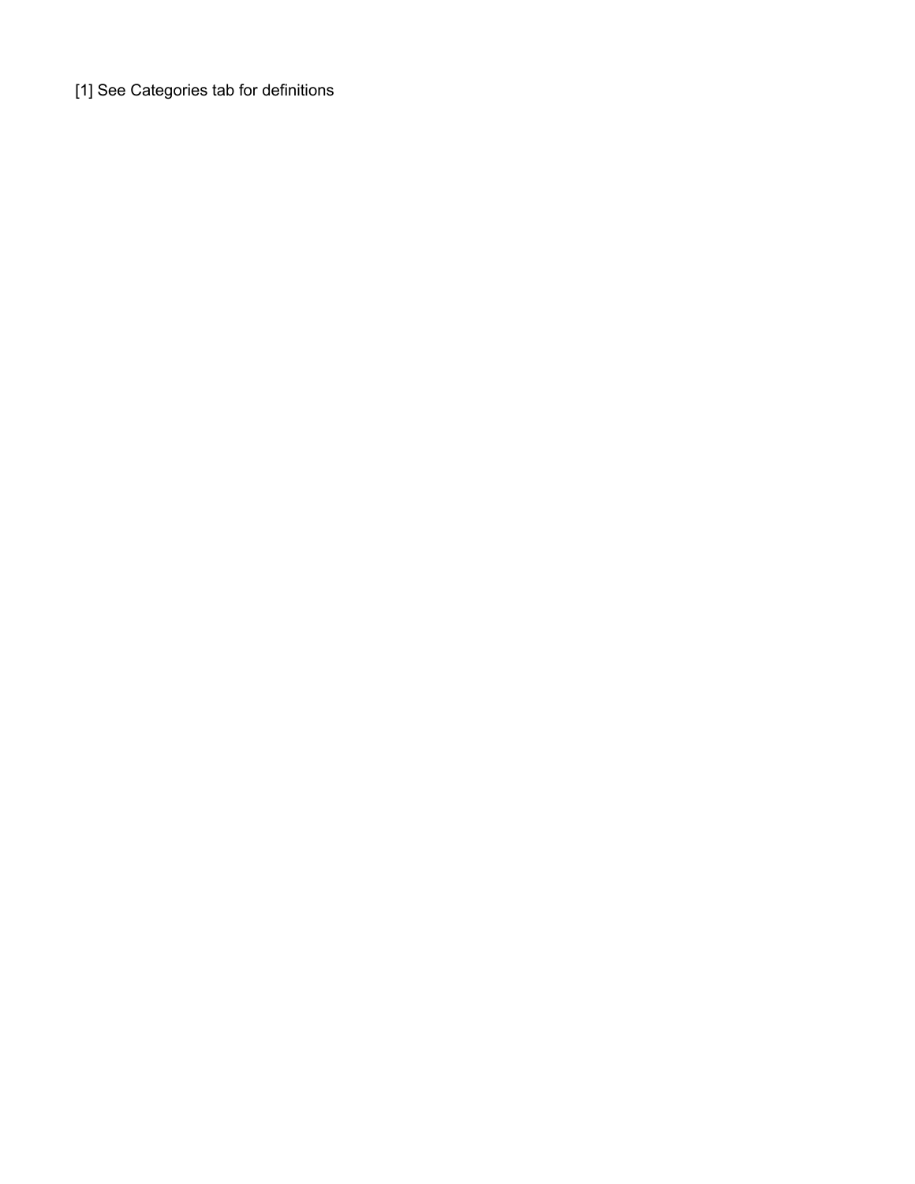[1] See Categories tab for definitions